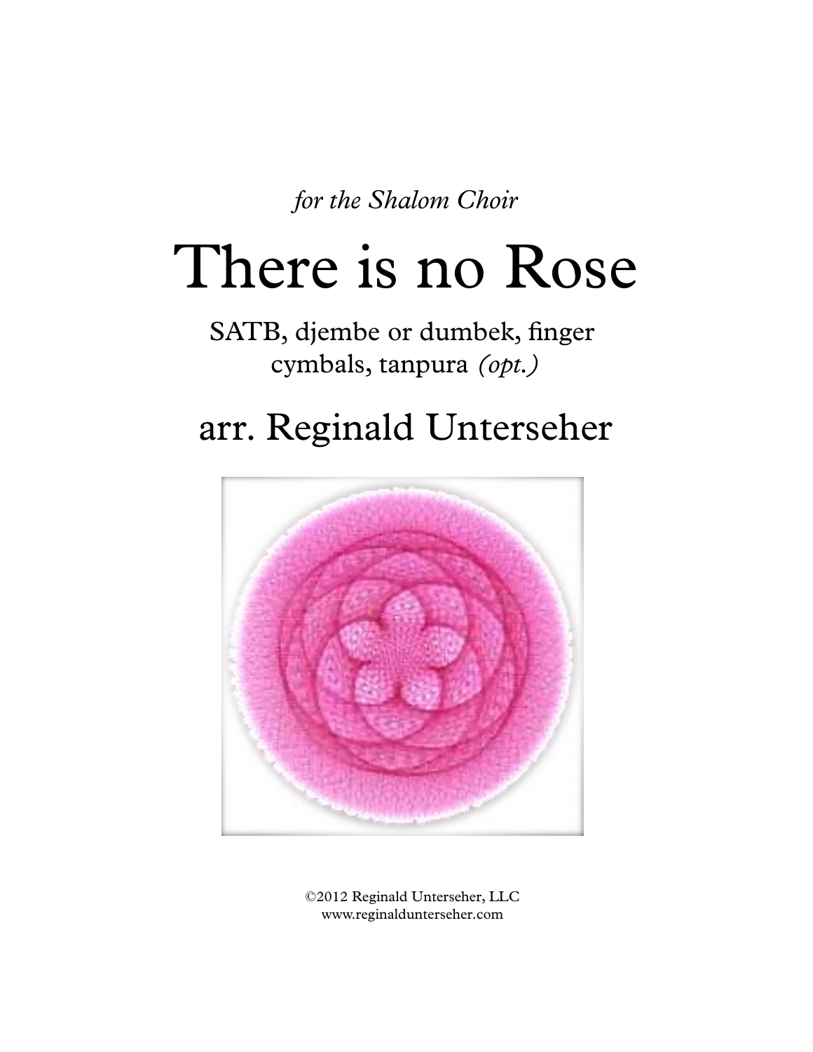*for the Shalom Choir*

# There is no Rose

SATB, djembe or dumbek, finger cymbals, tanpura *(opt.)*

## arr. Reginald Unterseher

©2012 Reginald Unterseher, LLC
www.reginaldunterseher.com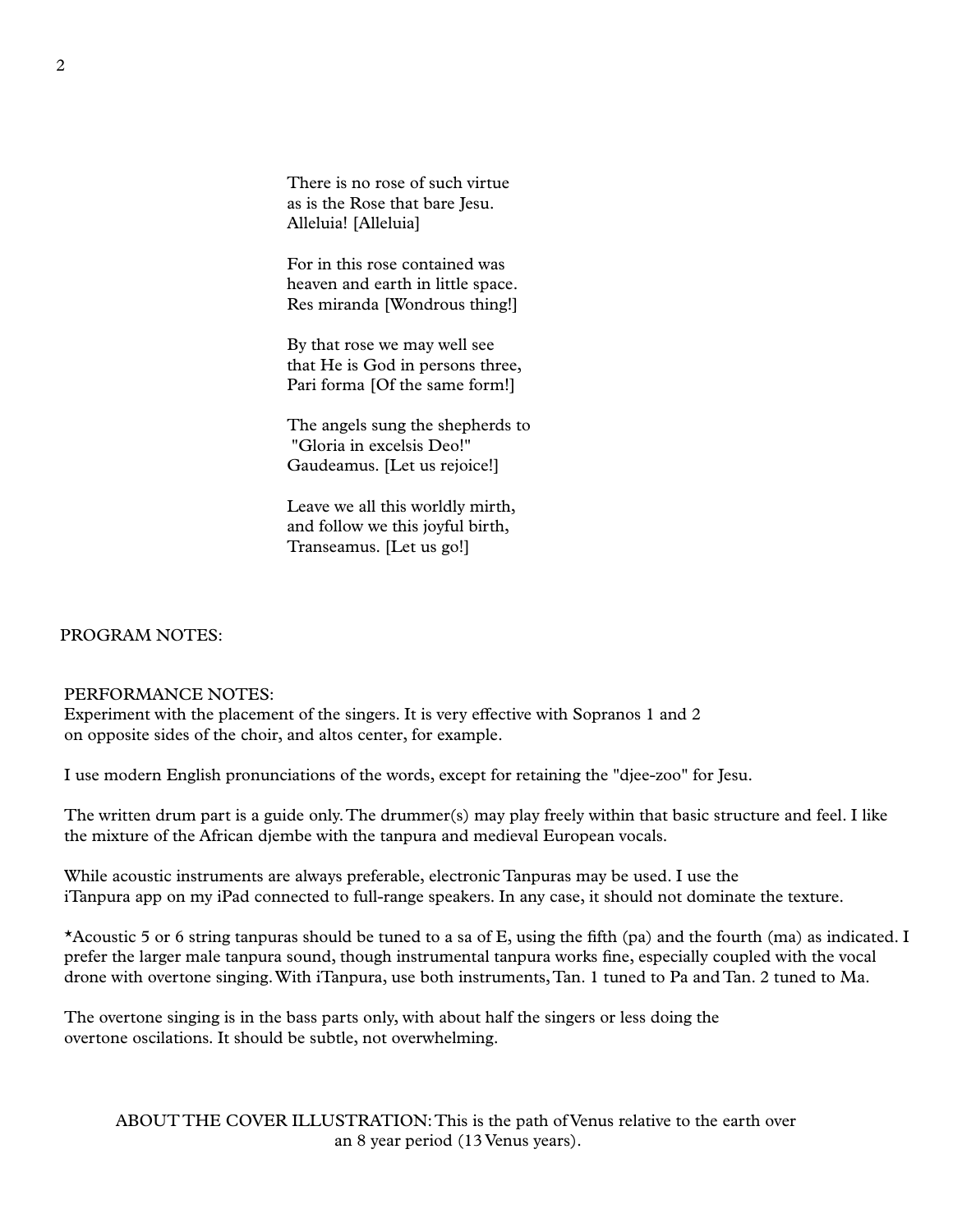There is no rose of such virtue  
as is the Rose that bare Jesu.  
Alleluia! [Alleluia]

For in this rose contained was  
heaven and earth in little space.  
Res miranda [Wondrous thing!]

By that rose we may well see  
that He is God in persons three,  
Pari forma [Of the same form!]

The angels sung the shepherds to  
"Gloria in excelsis Deo!"  
Gaudeamus. [Let us rejoice!]

Leave we all this worldly mirth,  
and follow we this joyful birth,  
Transeamus. [Let us go!]

PROGRAM NOTES:

PERFORMANCE NOTES:  
Experiment with the placement of the singers. It is very effective with Sopranos 1 and 2 on opposite sides of the choir, and altos center, for example.

I use modern English pronunciations of the words, except for retaining the "djee-zoo" for Jesu.

The written drum part is a guide only. The drummer(s) may play freely within that basic structure and feel. I like the mixture of the African djembe with the tanpura and medieval European vocals.

While acoustic instruments are always preferable, electronic Tanpuras may be used. I use the iTanpura app on my iPad connected to full-range speakers. In any case, it should not dominate the texture.

*Acoustic 5 or 6 string tanpuras should be tuned to a sa of E, using the fifth (pa) and the fourth (ma) as indicated. I prefer the larger male tanpura sound, though instrumental tanpura works fine, especially coupled with the vocal drone with overtone singing. With iTanpura, use both instruments, Tan. 1 tuned to Pa and Tan. 2 tuned to Ma.

The overtone singing is in the bass parts only, with about half the singers or less doing the overtone oscilations. It should be subtle, not overwhelming.

ABOUT THE COVER ILLUSTRATION: This is the path of Venus relative to the earth over an 8 year period (13 Venus years).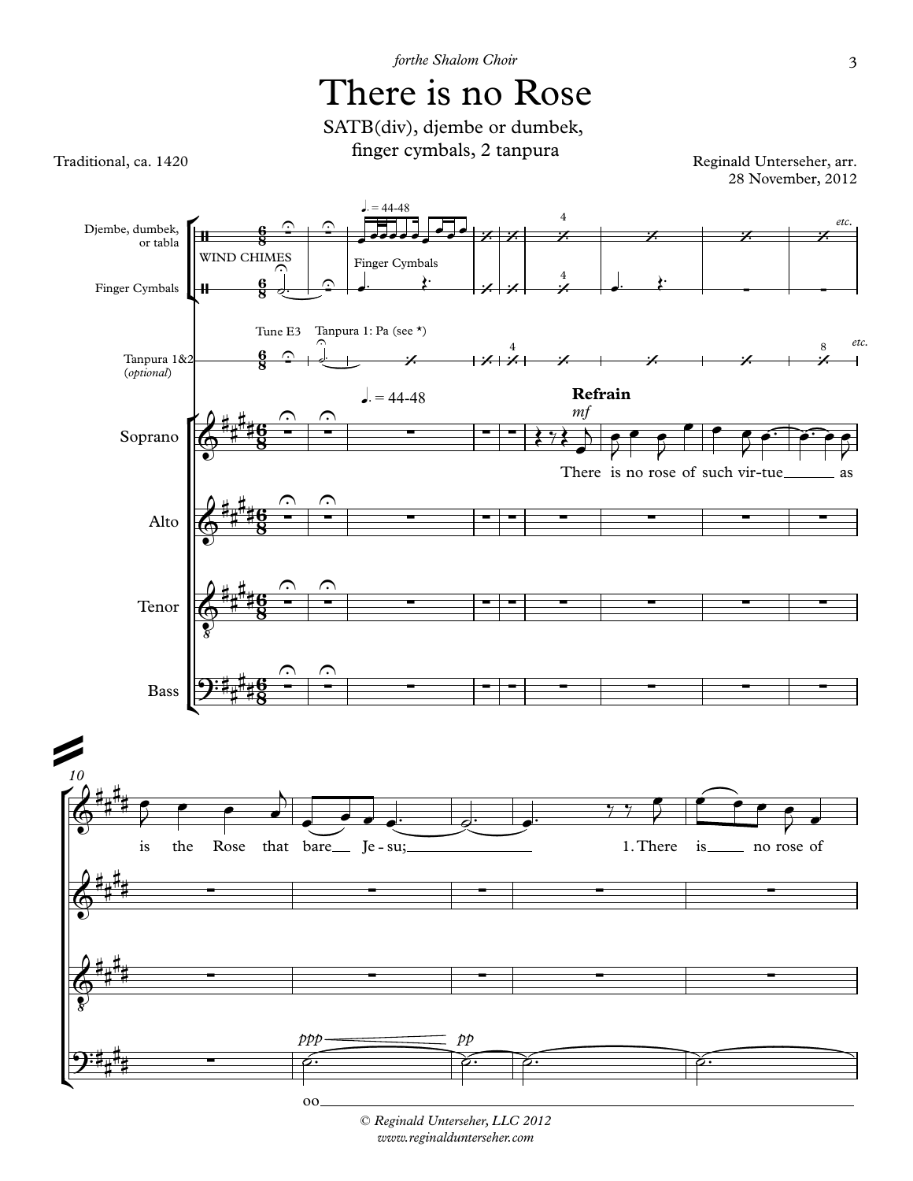*forthe Shalom Choir*

# There is no Rose

SATB(div), djembe or dumbek, finger cymbals, 2 tanpura

Traditional, ca. 1420

Reginald Unterseher, arr.
28 November, 2012

Djembe, dumbek, or tabla — WIND CHIMES — ♩. = 44-48 — etc.

Finger Cymbals — Finger Cymbals

Tanpura 1&2 (*optional*) — Tune E3 — Tanpura 1: Pa (see *) — etc.

Soprano — ♩. = 44-48 — **Refrain** *mf*

There is no rose of such vir-tue as

Alto

Tenor

Bass

10

is the Rose that bare Je - su;

1. There is no rose of

Bass: *ppp* — *pp*

oo

*© Reginald Unterseher, LLC 2012*
*www.reginaldunterseher.com*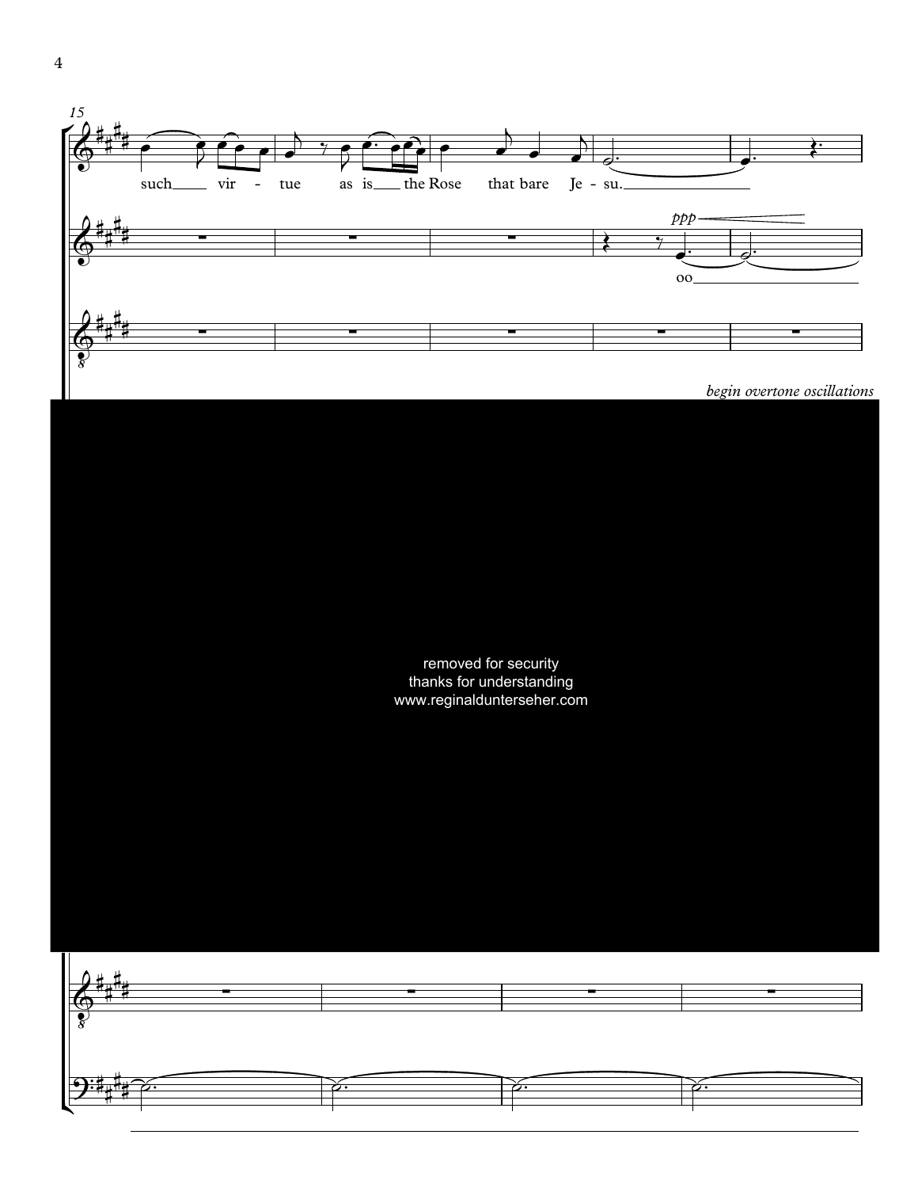such vir - tue as is the Rose that bare Je - su.

*ppp*

oo

*begin overtone oscillations*

removed for security
thanks for understanding
www.reginaldunterseher.com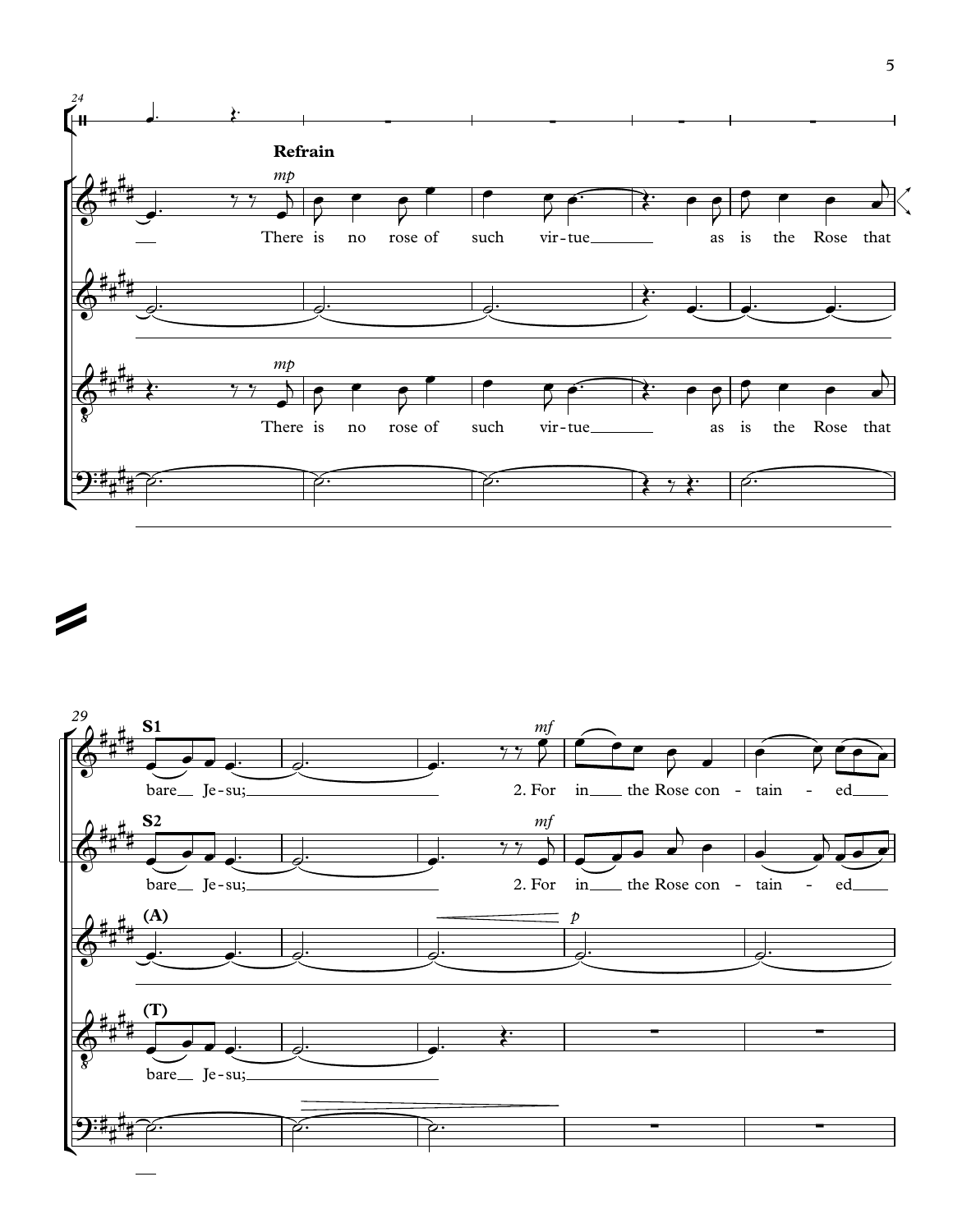24

**Refrain**

*mp*

There is no rose of such vir-tue as is the Rose that

*mp*

There is no rose of such vir-tue as is the Rose that

29

**S1**

*mf*

bare Je-su; 2. For in the Rose con - tain - ed

**S2**

*mf*

bare Je-su; 2. For in the Rose con - tain - ed

**(A)**

*p*

**(T)**

bare Je-su;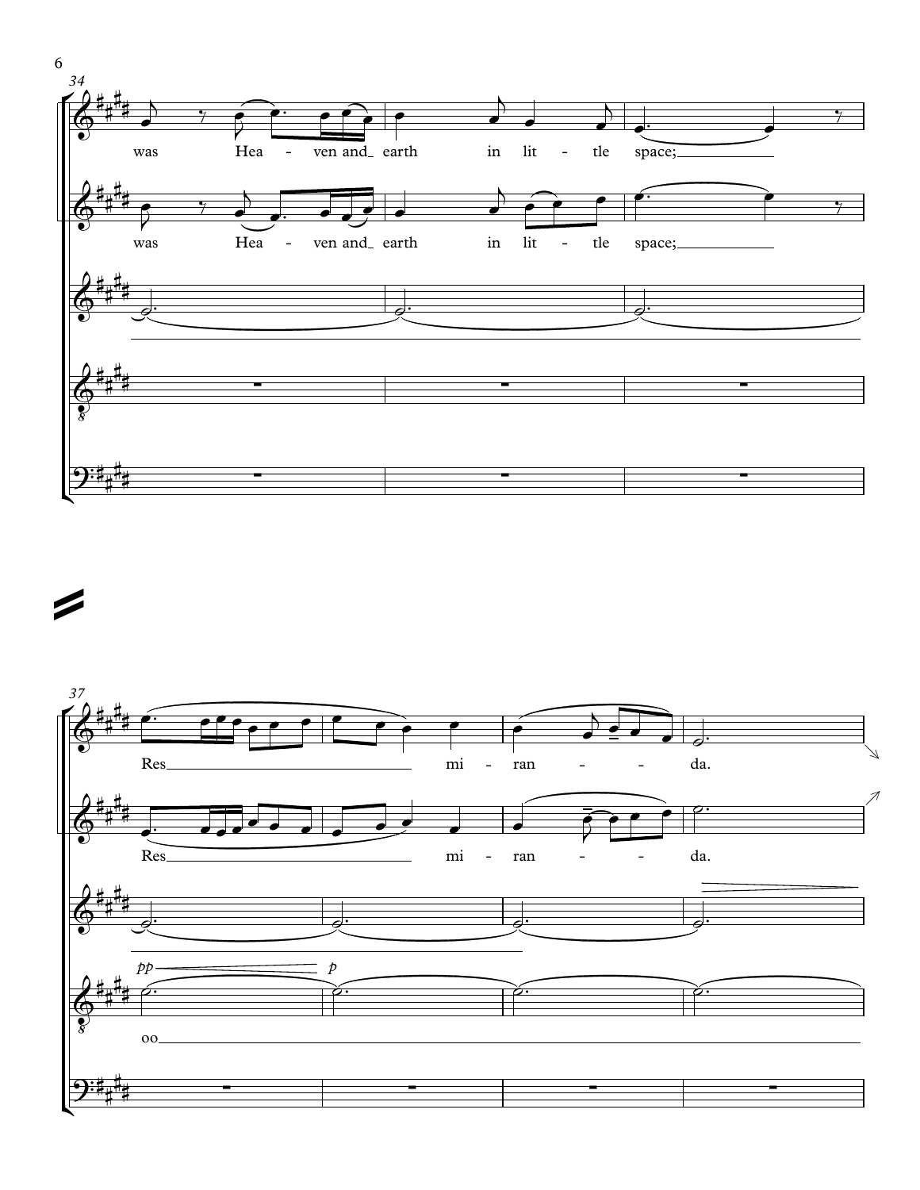34

was Hea - ven and earth in lit - tle space;

was Hea - ven and earth in lit - tle space;

37

Res mi - ran - - da.

Res mi - ran - - da.

*pp* *p*

oo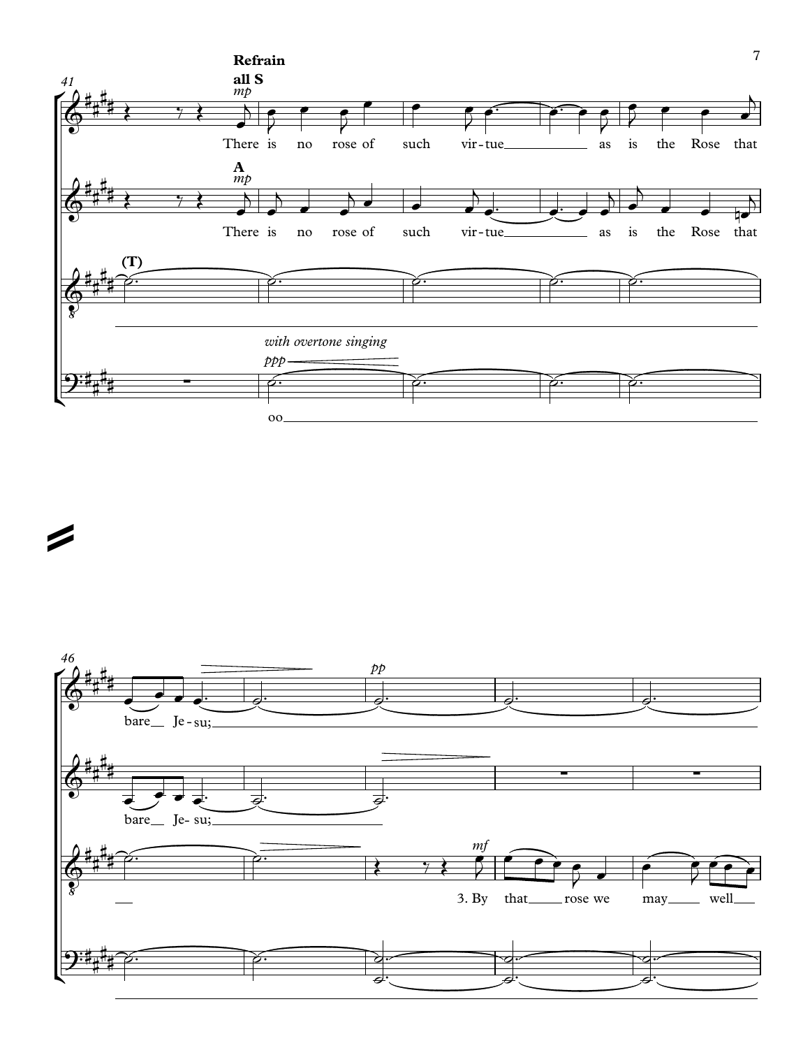**Refrain**

**all S**

*mp*

There is no rose of such vir-tue as is the Rose that

**A**

*mp*

There is no rose of such vir-tue as is the Rose that

**(T)**

*with overtone singing*

*ppp*

oo

bare Je-su;

*pp*

bare Je-su;

*mf*

3. By that rose we may well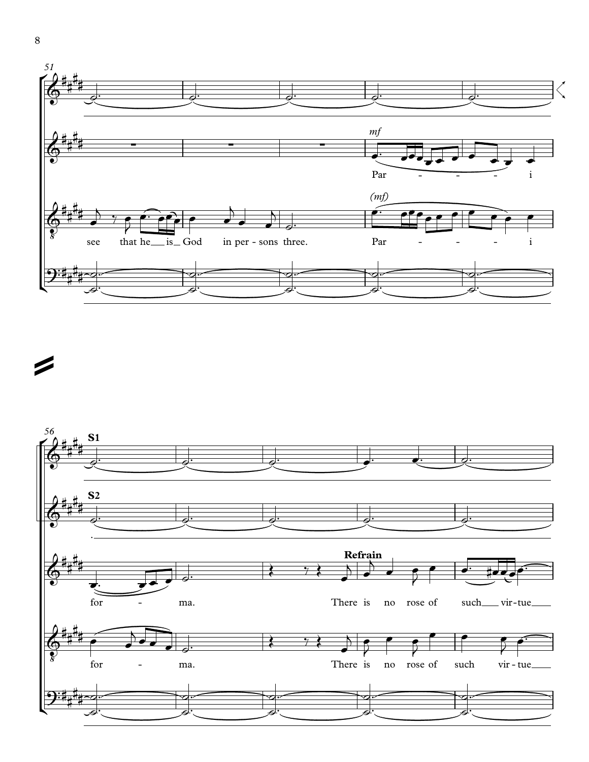51

*mf*

Par - - - - i

*(mf)*

see that he is God in per - sons three. Par - - - - i

56

**S1**

**S2**

**Refrain**

for - ma. There is no rose of such vir - tue

for - ma. There is no rose of such vir - tue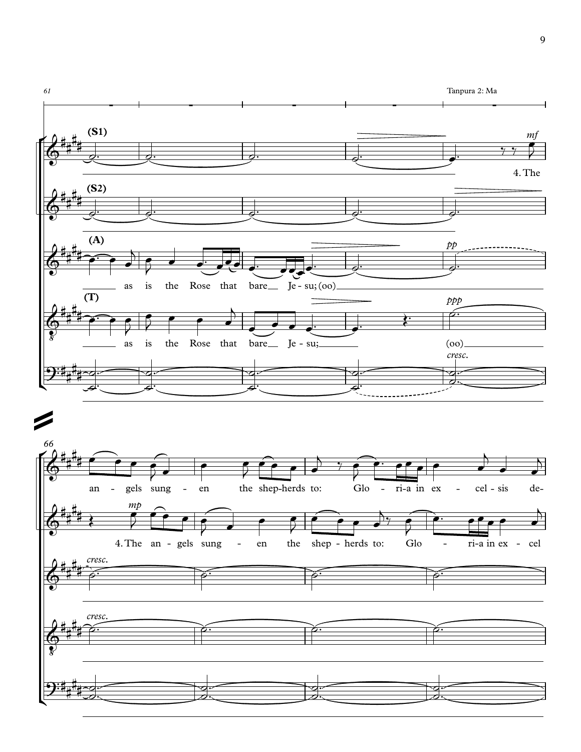61

Tanpura 2: Ma

**(S1)**

*mf*

4. The

**(S2)**

**(A)**

*pp*

as is the Rose that bare Je - su; (oo)

**(T)**

*ppp*

as is the Rose that bare Je - su; (oo)

*cresc.*

66

an - gels sung - en the shep-herds to: Glo - ri-a in ex - cel - sis de-

*mp*

4. The an - gels sung - en the shep - herds to: Glo - ri-a in ex - cel

*cresc.*

*cresc.*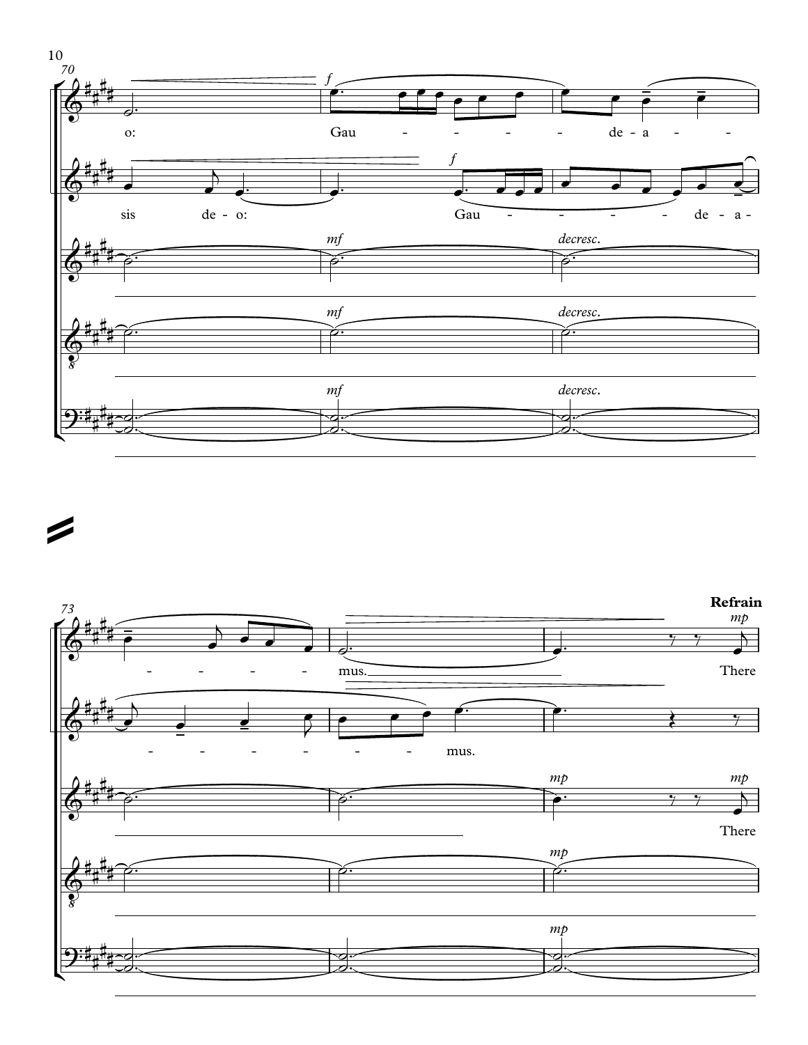70

*f*

o: Gau - - - - - de - a - -

*f*

sis de - o: Gau - - - - - de - a -

*mf* *decresc.*

*mf* *decresc.*

*mf* *decresc.*

73

**Refrain**

*mp*

- - - - - mus. There

- - - - - - - mus.

*mp* *mp*

There

*mp*

*mp*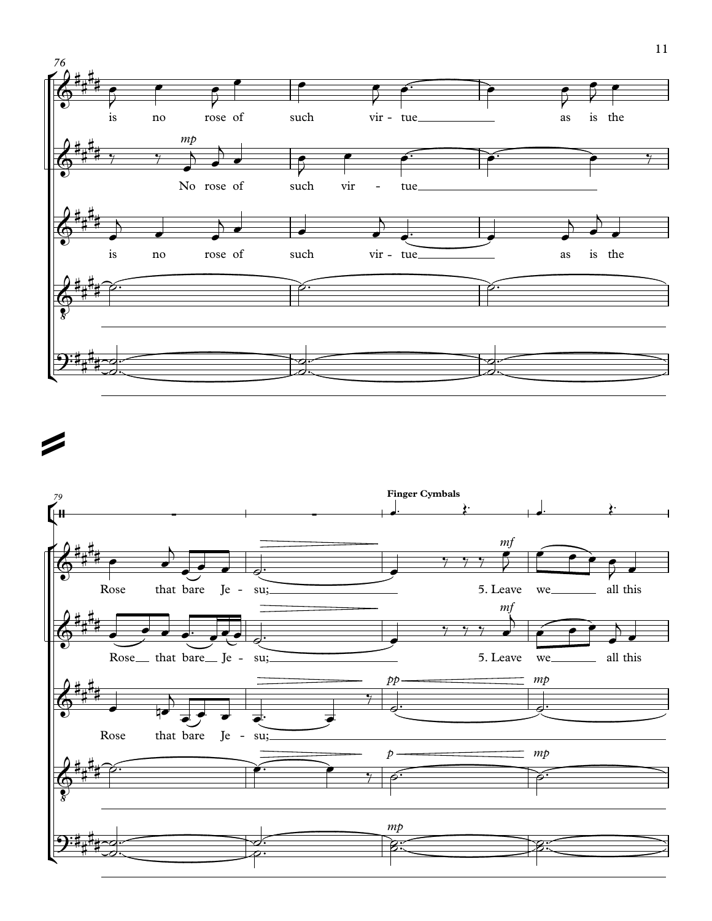76

is no rose of such vir - tue as is the

*mp*

No rose of such vir - tue

is no rose of such vir - tue as is the

79

**Finger Cymbals**

Rose that bare Je - su;

*mf*

5. Leave we all this

Rose that bare Je - su;

*mf*

5. Leave we all this

Rose that bare Je - su;

*pp* *mp*

*p* *mp*

*mp*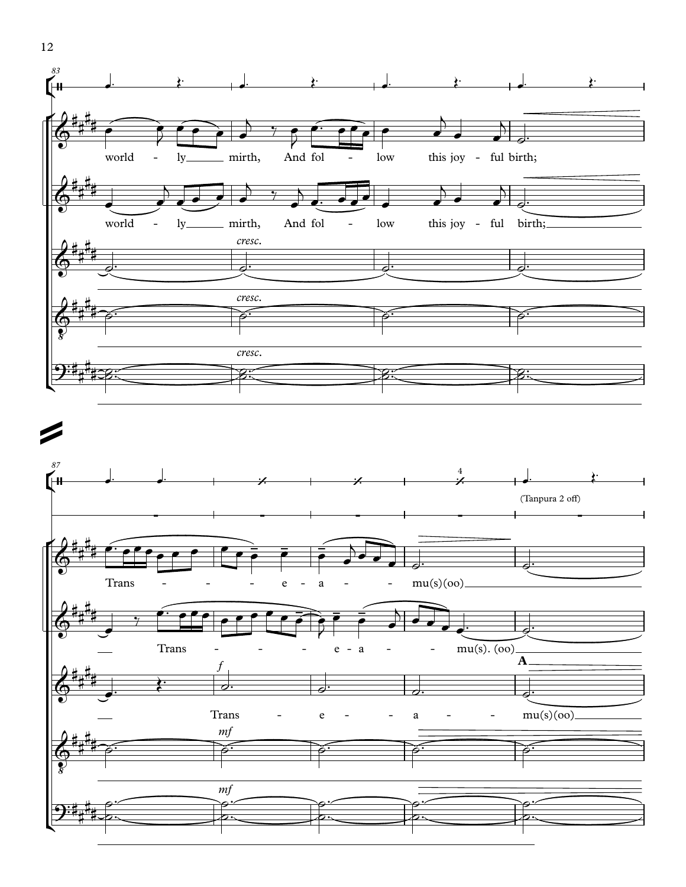83

world - ly mirth, And fol - low this joy - ful birth;

world - ly mirth, And fol - low this joy - ful birth;

*cresc.*

*cresc.*

*cresc.*

87

(Tanpura 2 off)

Trans - - - e - a - - mu(s)(oo)

Trans - - - e - a - - mu(s). (oo)

*f*

Trans - e - - a - - mu(s)(oo)

*mf*

*mf*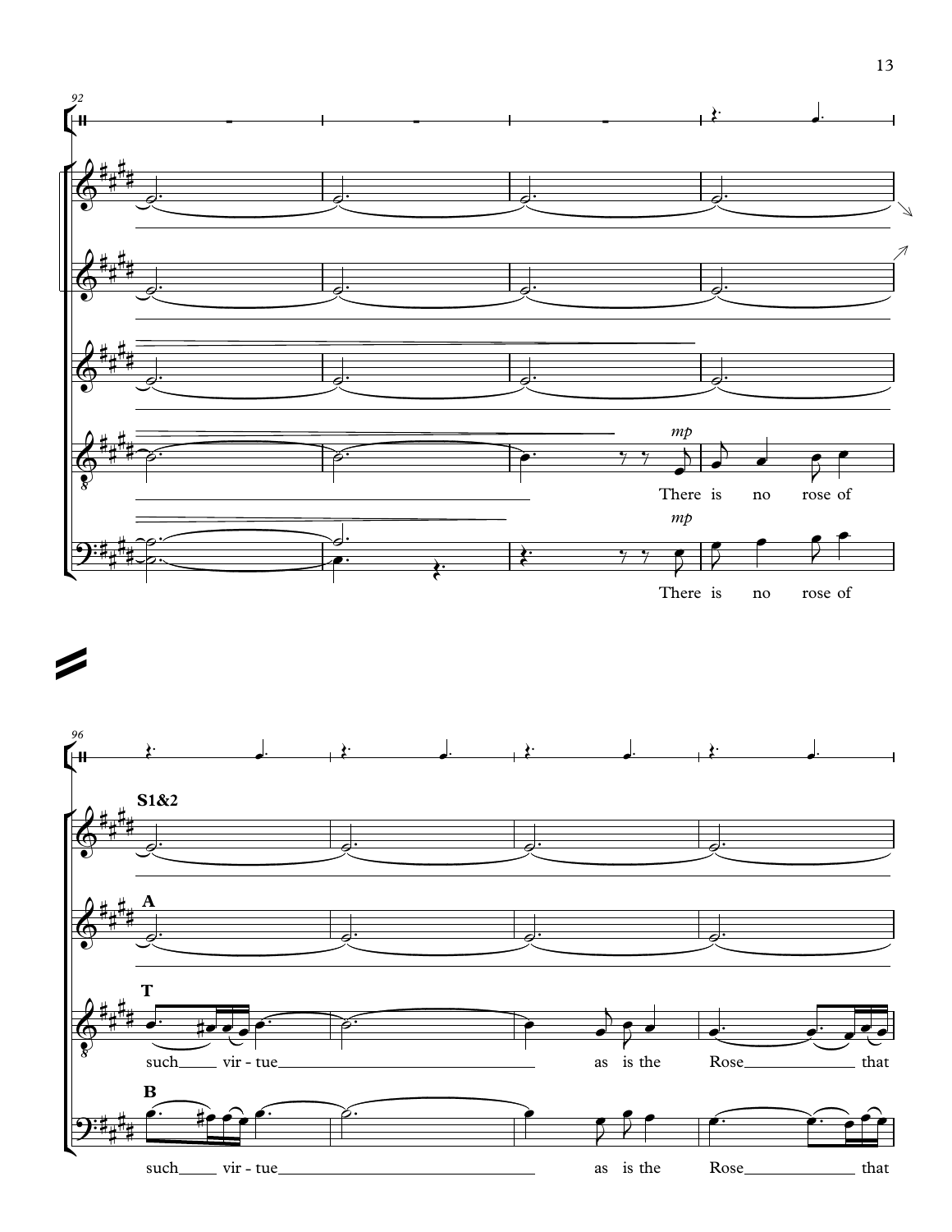92

*mp*

There is no rose of

*mp*

There is no rose of

96

**S1&2**

**A**

**T**

such vir - tue as is the Rose that

**B**

such vir - tue as is the Rose that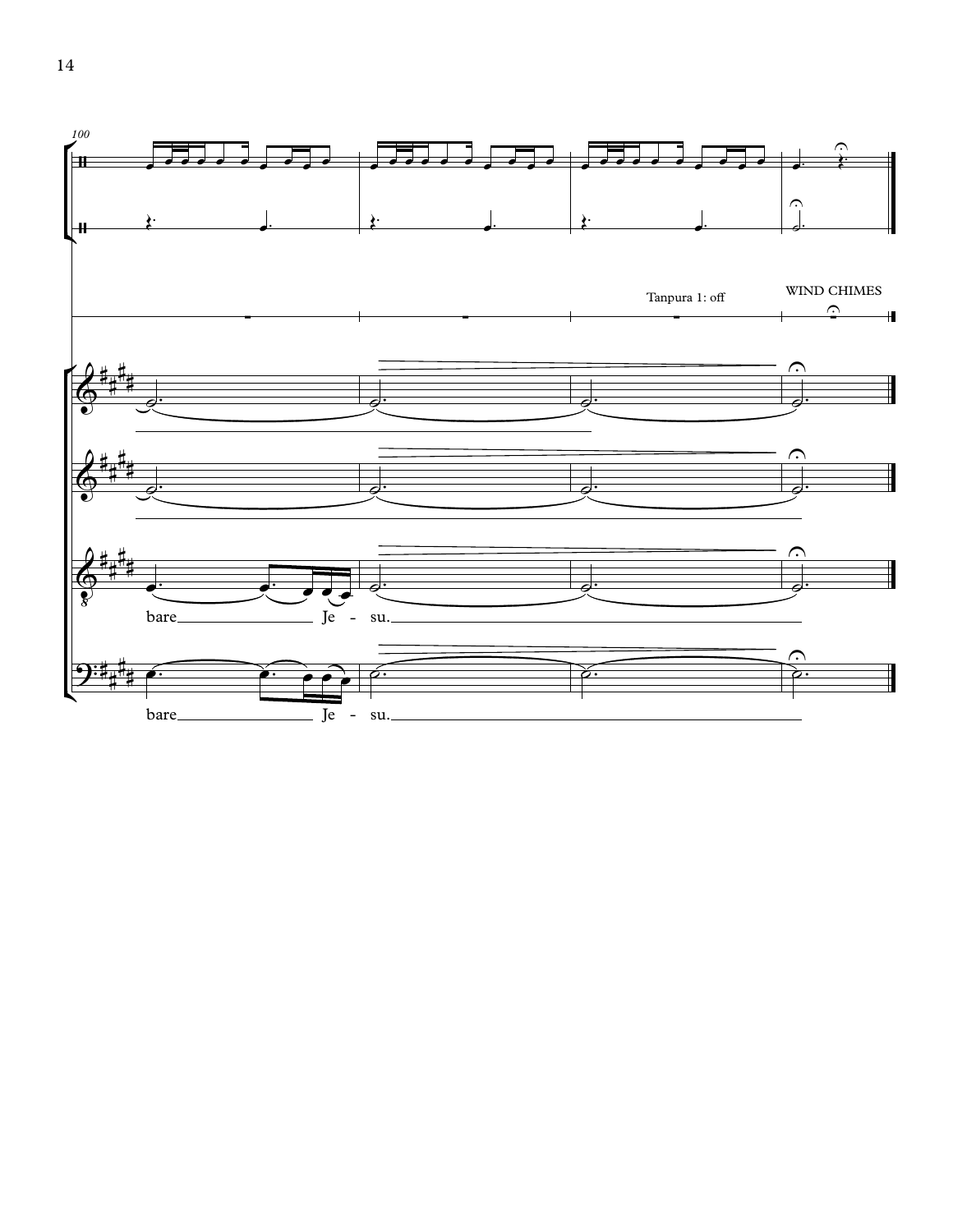100

Tanpura 1: off

WIND CHIMES

bare Je - su.

bare Je - su.